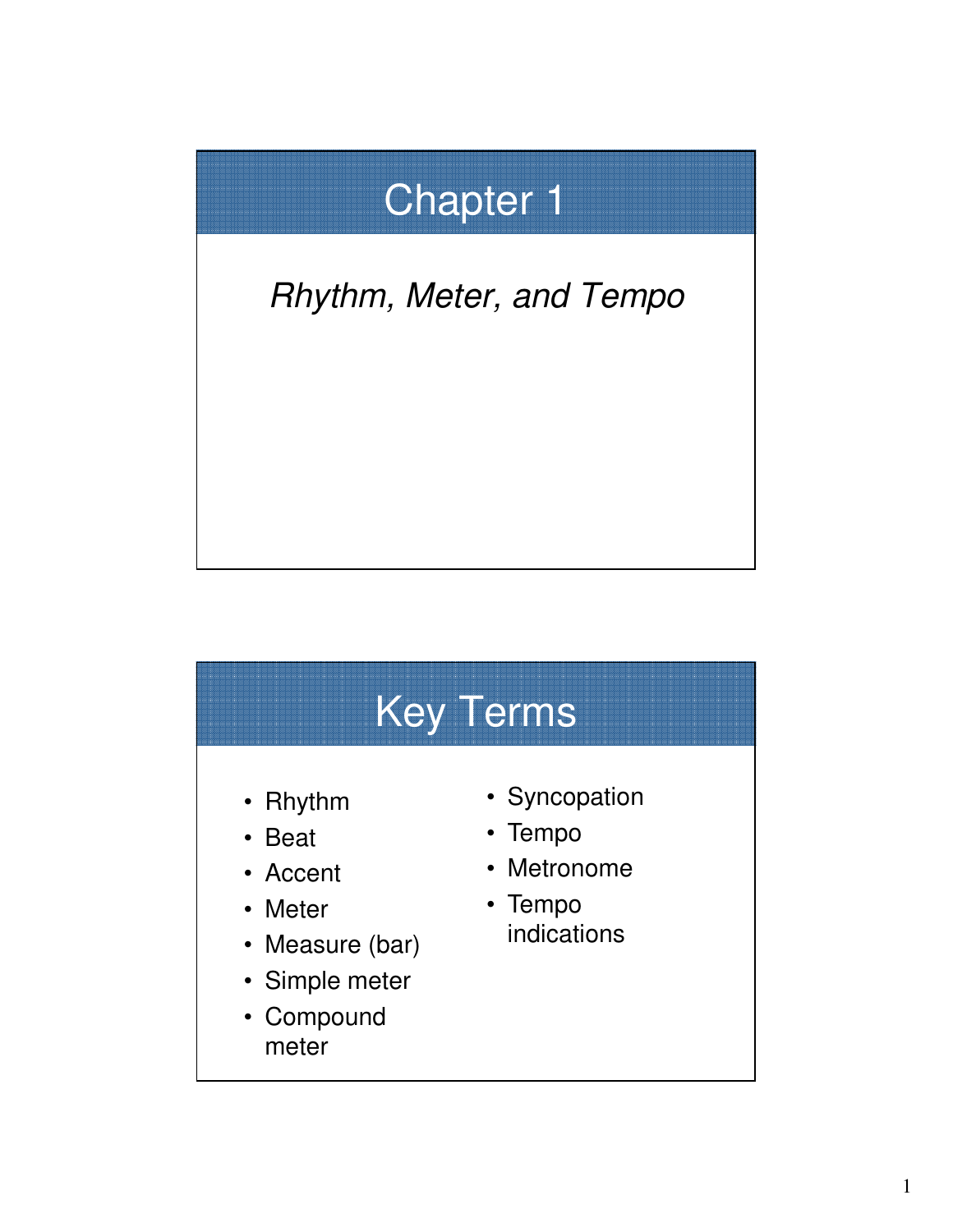# Chapter 1

*Rhythm, Meter, and Tempo*

# Key Terms

- Rhythm
- Beat
- Accent
- Meter
- Measure (bar)
- Simple meter
- Compound meter
- Syncopation
- Tempo
- Metronome
- Tempo indications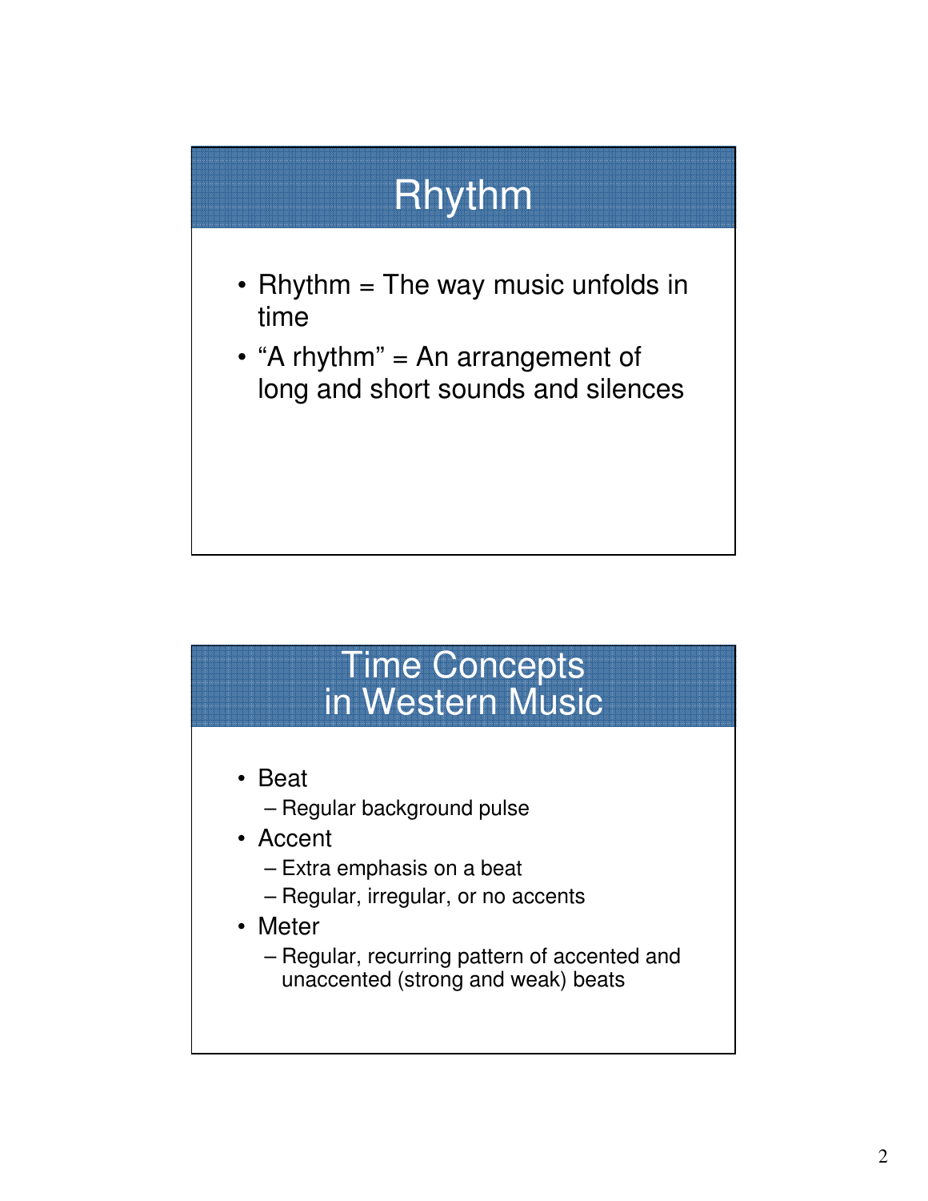## Rhythm

- Rhythm = The way music unfolds in time
- "A rhythm" = An arrangement of long and short sounds and silences

## Time Concepts in Western Music

- Beat
  - Regular background pulse
- Accent
  - Extra emphasis on a beat
  - Regular, irregular, or no accents
- Meter
  - Regular, recurring pattern of accented and unaccented (strong and weak) beats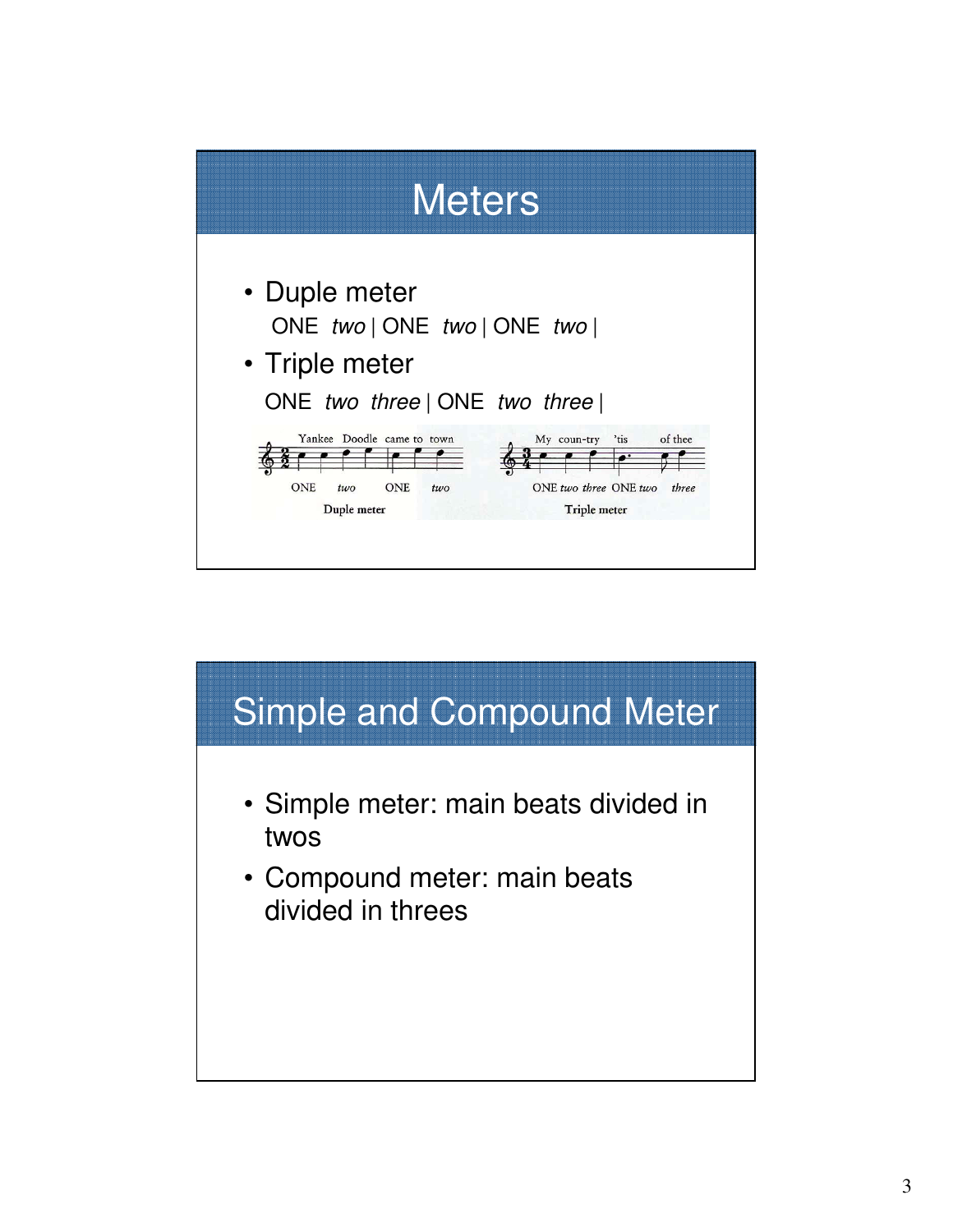## Meters

- Duple meter

  ONE *two* | ONE *two* | ONE *two* |

- Triple meter

  ONE *two three* | ONE *two three* |

Yankee Doodle came to town

ONE *two* ONE *two*

Duple meter

My coun-try 'tis of thee

ONE *two three* ONE *two three*

Triple meter

## Simple and Compound Meter

- Simple meter: main beats divided in twos
- Compound meter: main beats divided in threes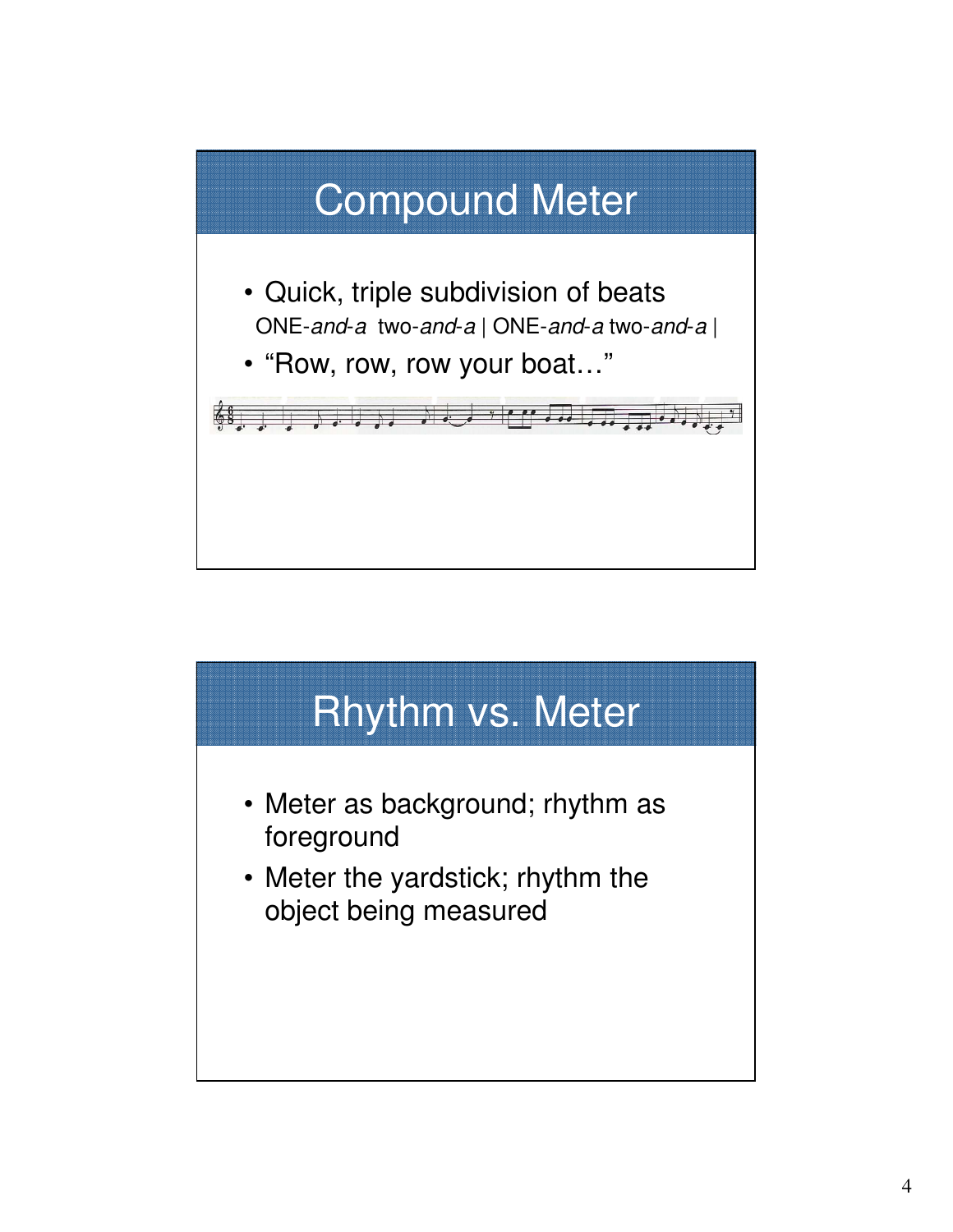# Compound Meter

- Quick, triple subdivision of beats

  ONE-*and-a* two-*and-a* | ONE-*and-a* two-*and-a* |

- “Row, row, row your boat…”

# Rhythm vs. Meter

- Meter as background; rhythm as foreground
- Meter the yardstick; rhythm the object being measured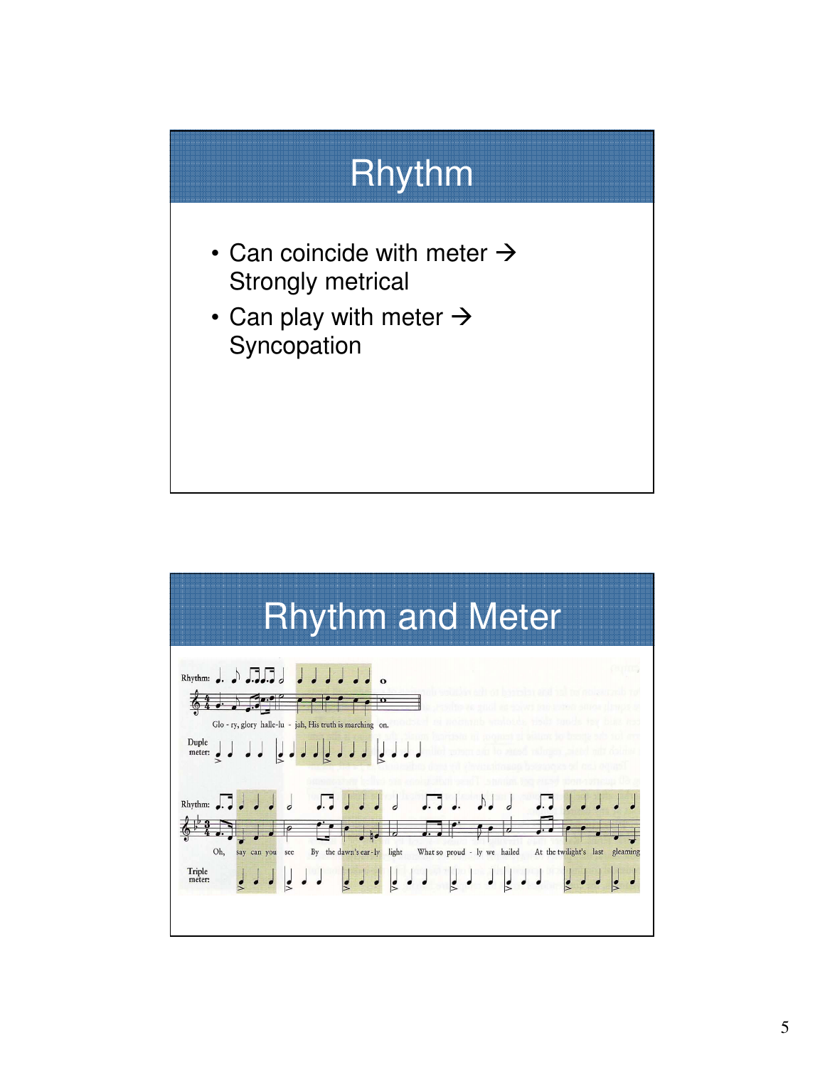# Rhythm

- Can coincide with meter → Strongly metrical
- Can play with meter → Syncopation

# Rhythm and Meter

Rhythm:

Glo - ry, glory halle-lu - jah, His truth is marching on.

Duple meter:

Rhythm:

Oh, say can you see By the dawn's ear-ly light What so proud - ly we hailed At the twilight's last gleaming

Triple meter: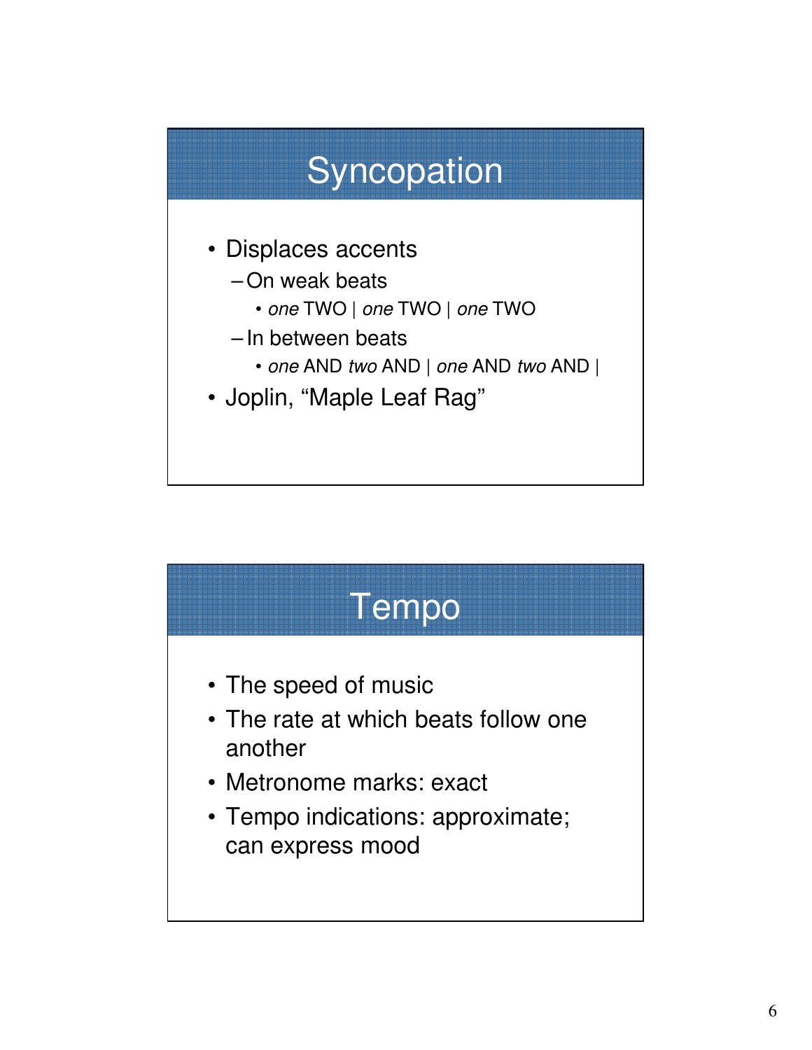# Syncopation

- Displaces accents
  - On weak beats
    - *one* TWO | *one* TWO | *one* TWO
  - In between beats
    - *one* AND *two* AND | *one* AND *two* AND |
- Joplin, "Maple Leaf Rag"

# Tempo

- The speed of music
- The rate at which beats follow one another
- Metronome marks: exact
- Tempo indications: approximate; can express mood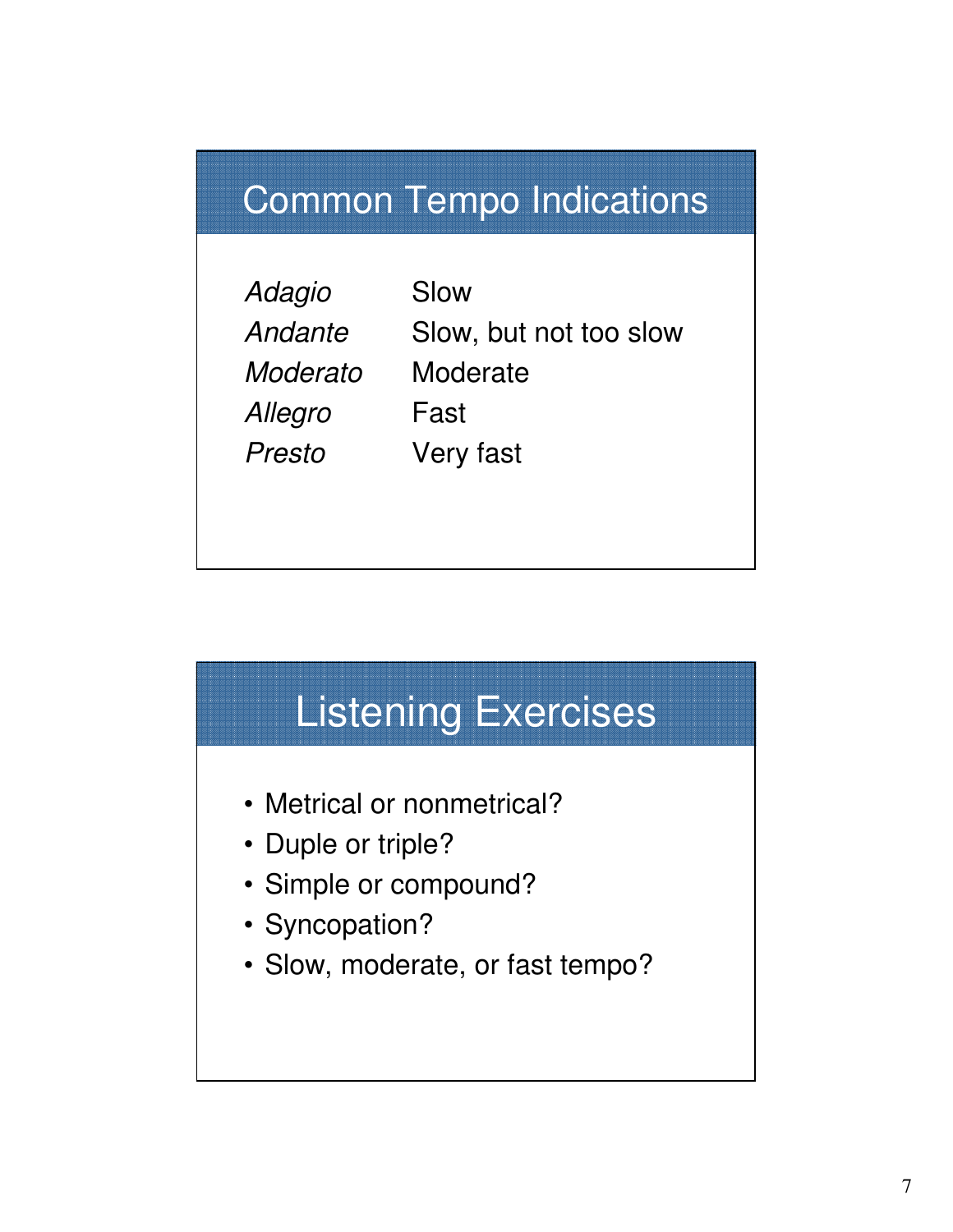## Common Tempo Indications

| | |
|---|---|
| *Adagio* | Slow |
| *Andante* | Slow, but not too slow |
| *Moderato* | Moderate |
| *Allegro* | Fast |
| *Presto* | Very fast |

## Listening Exercises

- Metrical or nonmetrical?
- Duple or triple?
- Simple or compound?
- Syncopation?
- Slow, moderate, or fast tempo?